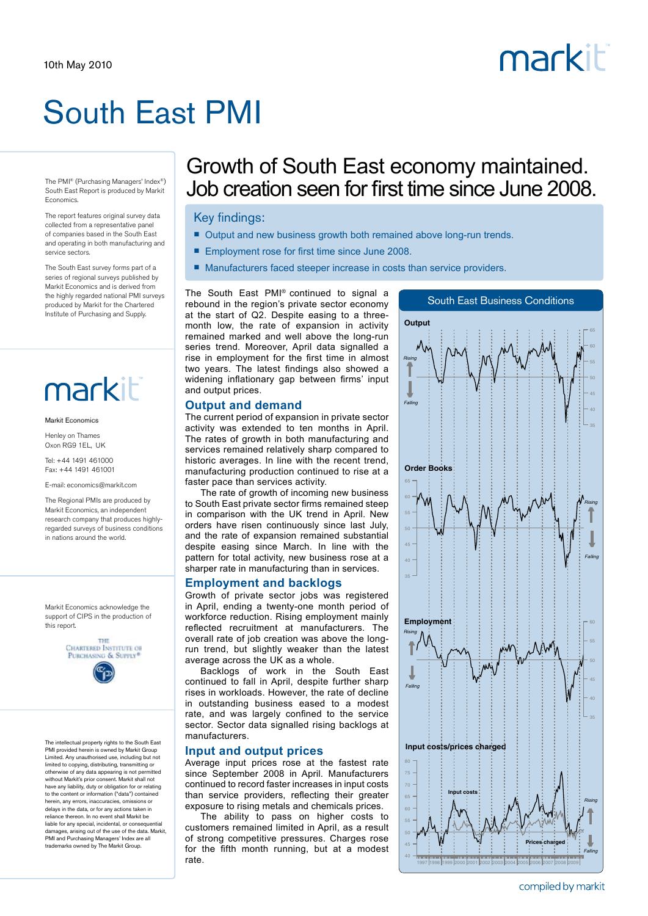10th May 2010

# South East PMI

The PMI® (Purchasing Managers' Index®) South East Report is produced by Markit Economics.

The report features original survey data collected from a representative panel of companies based in the South East and operating in both manufacturing and service sectors.

The South East survey forms part of a series of regional surveys published by Markit Economics and is derived from the highly regarded national PMI surveys produced by Markit for the Chartered Institute of Purchasing and Supply.

Markit Economics

Henley on Thames
Oxon RG9 1EL, UK

Tel: +44 1491 461000
Fax: +44 1491 461001

E-mail: economics@markit.com

The Regional PMIs are produced by Markit Economics, an independent research company that produces highly-regarded surveys of business conditions in nations around the world.

Markit Economics acknowledge the support of CIPS in the production of this report.

The intellectual property rights to the South East PMI provided herein is owned by Markit Group Limited. Any unauthorised use, including but not limited to copying, distributing, transmitting or otherwise of any data appearing is not permitted without Markit's prior consent. Markit shall not have any liability, duty or obligation for or relating to the content or information ("data") contained herein, any errors, inaccuracies, omissions or delays in the data, or for any actions taken in reliance thereon. In no event shall Markit be liable for any special, incidental, or consequential damages, arising out of the use of the data. Markit, PMI and Purchasing Managers' Index are all trademarks owned by The Markit Group.

## Growth of South East economy maintained. Job creation seen for first time since June 2008.

### Key findings:

- Output and new business growth both remained above long-run trends.
- Employment rose for first time since June 2008.
- Manufacturers faced steeper increase in costs than service providers.

The South East PMI® continued to signal a rebound in the region's private sector economy at the start of Q2. Despite easing to a three-month low, the rate of expansion in activity remained marked and well above the long-run series trend. Moreover, April data signalled a rise in employment for the first time in almost two years. The latest findings also showed a widening inflationary gap between firms' input and output prices.

### Output and demand

The current period of expansion in private sector activity was extended to ten months in April. The rates of growth in both manufacturing and services remained relatively sharp compared to historic averages. In line with the recent trend, manufacturing production continued to rise at a faster pace than services activity.

The rate of growth of incoming new business to South East private sector firms remained steep in comparison with the UK trend in April. New orders have risen continuously since last July, and the rate of expansion remained substantial despite easing since March. In line with the pattern for total activity, new business rose at a sharper rate in manufacturing than in services.

### Employment and backlogs

Growth of private sector jobs was registered in April, ending a twenty-one month period of workforce reduction. Rising employment mainly reflected recruitment at manufacturers. The overall rate of job creation was above the long-run trend, but slightly weaker than the latest average across the UK as a whole.

Backlogs of work in the South East continued to fall in April, despite further sharp rises in workloads. However, the rate of decline in outstanding business eased to a modest rate, and was largely confined to the service sector. Sector data signalled rising backlogs at manufacturers.

### Input and output prices

Average input prices rose at the fastest rate since September 2008 in April. Manufacturers continued to record faster increases in input costs than service providers, reflecting their greater exposure to rising metals and chemicals prices.

The ability to pass on higher costs to customers remained limited in April, as a result of strong competitive pressures. Charges rose for the fifth month running, but at a modest rate.

South East Business Conditions

compiled by markit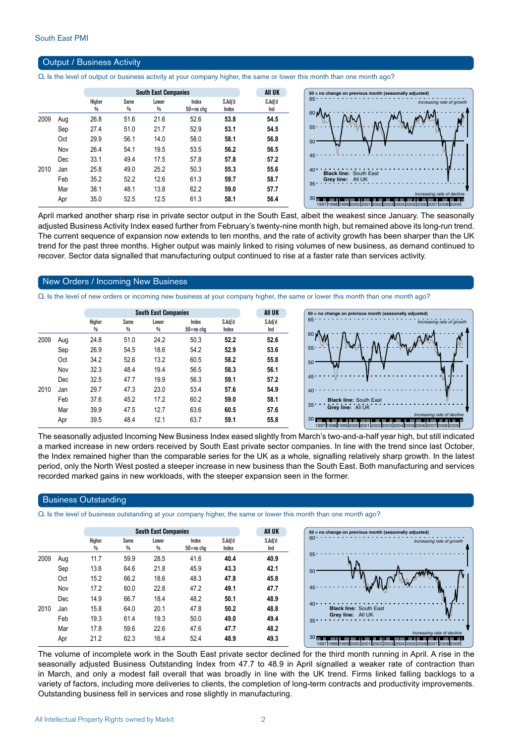South East PMI

## Output / Business Activity

Q. Is the level of output or business activity at your company higher, the same or lower this month than one month ago?

| | | South East Companies | | | | | All UK |
|---|---|---|---|---|---|---|---|
| | | Higher % | Same % | Lower % | Index 50=no chg | S.Adj'd Index | S.Adj'd Ind |
| 2009 | Aug | 26.8 | 51.6 | 21.6 | 52.6 | **53.8** | **54.5** |
| | Sep | 27.4 | 51.0 | 21.7 | 52.9 | **53.1** | **54.5** |
| | Oct | 29.9 | 56.1 | 14.0 | 58.0 | **58.1** | **56.8** |
| | Nov | 26.4 | 54.1 | 19.5 | 53.5 | **56.2** | **56.5** |
| | Dec | 33.1 | 49.4 | 17.5 | 57.8 | **57.8** | **57.2** |
| 2010 | Jan | 25.8 | 49.0 | 25.2 | 50.3 | **55.3** | **55.6** |
| | Feb | 35.2 | 52.2 | 12.6 | 61.3 | **59.7** | **58.7** |
| | Mar | 38.1 | 48.1 | 13.8 | 62.2 | **59.0** | **57.7** |
| | Apr | 35.0 | 52.5 | 12.5 | 61.3 | **58.1** | **56.4** |

April marked another sharp rise in private sector output in the South East, albeit the weakest since January. The seasonally adjusted Business Activity Index eased further from February's twenty-nine month high, but remained above its long-run trend. The current sequence of expansion now extends to ten months, and the rate of activity growth has been sharper than the UK trend for the past three months. Higher output was mainly linked to rising volumes of new business, as demand continued to recover. Sector data signalled that manufacturing output continued to rise at a faster rate than services activity.

## New Orders / Incoming New Business

Q. Is the level of new orders or incoming new business at your company higher, the same or lower this month than one month ago?

| | | South East Companies | | | | | All UK |
|---|---|---|---|---|---|---|---|
| | | Higher % | Same % | Lower % | Index 50=no chg | S.Adj'd Index | S.Adj'd Ind |
| 2009 | Aug | 24.8 | 51.0 | 24.2 | 50.3 | **52.2** | **52.6** |
| | Sep | 26.9 | 54.5 | 18.6 | 54.2 | **52.9** | **53.6** |
| | Oct | 34.2 | 52.6 | 13.2 | 60.5 | **58.2** | **55.8** |
| | Nov | 32.3 | 48.4 | 19.4 | 56.5 | **58.3** | **56.1** |
| | Dec | 32.5 | 47.7 | 19.9 | 56.3 | **59.1** | **57.2** |
| 2010 | Jan | 29.7 | 47.3 | 23.0 | 53.4 | **57.6** | **54.9** |
| | Feb | 37.6 | 45.2 | 17.2 | 60.2 | **59.0** | **58.1** |
| | Mar | 39.9 | 47.5 | 12.7 | 63.6 | **60.5** | **57.6** |
| | Apr | 39.5 | 48.4 | 12.1 | 63.7 | **59.1** | **55.8** |

The seasonally adjusted Incoming New Business Index eased slightly from March's two-and-a-half year high, but still indicated a marked increase in new orders received by South East private sector companies. In line with the trend since last October, the Index remained higher than the comparable series for the UK as a whole, signalling relatively sharp growth. In the latest period, only the North West posted a steeper increase in new business than the South East. Both manufacturing and services recorded marked gains in new workloads, with the steeper expansion seen in the former.

## Business Outstanding

Q. Is the level of business outstanding at your company higher, the same or lower this month than one month ago?

| | | South East Companies | | | | | All UK |
|---|---|---|---|---|---|---|---|
| | | Higher % | Same % | Lower % | Index 50=no chg | S.Adj'd Index | S.Adj'd Ind |
| 2009 | Aug | 11.7 | 59.9 | 28.5 | 41.6 | **40.4** | **40.9** |
| | Sep | 13.6 | 64.6 | 21.8 | 45.9 | **43.3** | **42.1** |
| | Oct | 15.2 | 66.2 | 18.6 | 48.3 | **47.8** | **45.8** |
| | Nov | 17.2 | 60.0 | 22.8 | 47.2 | **49.1** | **47.7** |
| | Dec | 14.9 | 66.7 | 18.4 | 48.2 | **50.1** | **48.9** |
| 2010 | Jan | 15.8 | 64.0 | 20.1 | 47.8 | **50.2** | **48.8** |
| | Feb | 19.3 | 61.4 | 19.3 | 50.0 | **49.0** | **49.4** |
| | Mar | 17.8 | 59.6 | 22.6 | 47.6 | **47.7** | **48.2** |
| | Apr | 21.2 | 62.3 | 16.4 | 52.4 | **48.9** | **49.3** |

The volume of incomplete work in the South East private sector declined for the third month running in April. A rise in the seasonally adjusted Business Outstanding Index from 47.7 to 48.9 in April signalled a weaker rate of contraction than in March, and only a modest fall overall that was broadly in line with the UK trend. Firms linked falling backlogs to a variety of factors, including more deliveries to clients, the completion of long-term contracts and productivity improvements. Outstanding business fell in services and rose slightly in manufacturing.

All Intellectual Property Rights owned by Markit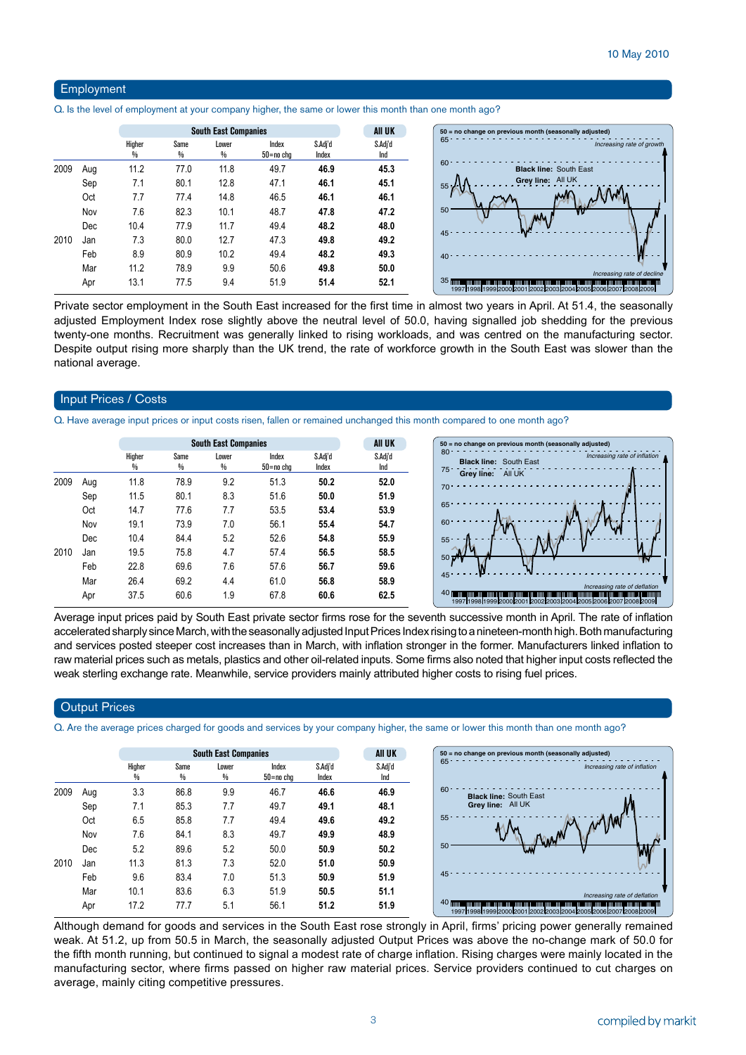## Employment

Q. Is the level of employment at your company higher, the same or lower this month than one month ago?

| | | South East Companies | | | | | All UK |
|---|---|---|---|---|---|---|---|
| | | Higher % | Same % | Lower % | Index 50=no chg | S.Adj'd Index | S.Adj'd Ind |
| 2009 | Aug | 11.2 | 77.0 | 11.8 | 49.7 | **46.9** | **45.3** |
| | Sep | 7.1 | 80.1 | 12.8 | 47.1 | **46.1** | **45.1** |
| | Oct | 7.7 | 77.4 | 14.8 | 46.5 | **46.1** | **46.1** |
| | Nov | 7.6 | 82.3 | 10.1 | 48.7 | **47.8** | **47.2** |
| | Dec | 10.4 | 77.9 | 11.7 | 49.4 | **48.2** | **48.0** |
| 2010 | Jan | 7.3 | 80.0 | 12.7 | 47.3 | **49.8** | **49.2** |
| | Feb | 8.9 | 80.9 | 10.2 | 49.4 | **48.2** | **49.3** |
| | Mar | 11.2 | 78.9 | 9.9 | 50.6 | **49.8** | **50.0** |
| | Apr | 13.1 | 77.5 | 9.4 | 51.9 | **51.4** | **52.1** |

Private sector employment in the South East increased for the first time in almost two years in April. At 51.4, the seasonally adjusted Employment Index rose slightly above the neutral level of 50.0, having signalled job shedding for the previous twenty-one months. Recruitment was generally linked to rising workloads, and was centred on the manufacturing sector. Despite output rising more sharply than the UK trend, the rate of workforce growth in the South East was slower than the national average.

## Input Prices / Costs

Q. Have average input prices or input costs risen, fallen or remained unchanged this month compared to one month ago?

| | | South East Companies | | | | | All UK |
|---|---|---|---|---|---|---|---|
| | | Higher % | Same % | Lower % | Index 50=no chg | S.Adj'd Index | S.Adj'd Ind |
| 2009 | Aug | 11.8 | 78.9 | 9.2 | 51.3 | **50.2** | **52.0** |
| | Sep | 11.5 | 80.1 | 8.3 | 51.6 | **50.0** | **51.9** |
| | Oct | 14.7 | 77.6 | 7.7 | 53.5 | **53.4** | **53.9** |
| | Nov | 19.1 | 73.9 | 7.0 | 56.1 | **55.4** | **54.7** |
| | Dec | 10.4 | 84.4 | 5.2 | 52.6 | **54.8** | **55.9** |
| 2010 | Jan | 19.5 | 75.8 | 4.7 | 57.4 | **56.5** | **58.5** |
| | Feb | 22.8 | 69.6 | 7.6 | 57.6 | **56.7** | **59.6** |
| | Mar | 26.4 | 69.2 | 4.4 | 61.0 | **56.8** | **58.9** |
| | Apr | 37.5 | 60.6 | 1.9 | 67.8 | **60.6** | **62.5** |

Average input prices paid by South East private sector firms rose for the seventh successive month in April. The rate of inflation accelerated sharply since March, with the seasonally adjusted Input Prices Index rising to a nineteen-month high. Both manufacturing and services posted steeper cost increases than in March, with inflation stronger in the former. Manufacturers linked inflation to raw material prices such as metals, plastics and other oil-related inputs. Some firms also noted that higher input costs reflected the weak sterling exchange rate. Meanwhile, service providers mainly attributed higher costs to rising fuel prices.

## Output Prices

Q. Are the average prices charged for goods and services by your company higher, the same or lower this month than one month ago?

| | | South East Companies | | | | | All UK |
|---|---|---|---|---|---|---|---|
| | | Higher % | Same % | Lower % | Index 50=no chg | S.Adj'd Index | S.Adj'd Ind |
| 2009 | Aug | 3.3 | 86.8 | 9.9 | 46.7 | **46.6** | **46.9** |
| | Sep | 7.1 | 85.3 | 7.7 | 49.7 | **49.1** | **48.1** |
| | Oct | 6.5 | 85.8 | 7.7 | 49.4 | **49.6** | **49.2** |
| | Nov | 7.6 | 84.1 | 8.3 | 49.7 | **49.9** | **48.9** |
| | Dec | 5.2 | 89.6 | 5.2 | 50.0 | **50.9** | **50.2** |
| 2010 | Jan | 11.3 | 81.3 | 7.3 | 52.0 | **51.0** | **50.9** |
| | Feb | 9.6 | 83.4 | 7.0 | 51.3 | **50.9** | **51.9** |
| | Mar | 10.1 | 83.6 | 6.3 | 51.9 | **50.5** | **51.1** |
| | Apr | 17.2 | 77.7 | 5.1 | 56.1 | **51.2** | **51.9** |

Although demand for goods and services in the South East rose strongly in April, firms' pricing power generally remained weak. At 51.2, up from 50.5 in March, the seasonally adjusted Output Prices was above the no-change mark of 50.0 for the fifth month running, but continued to signal a modest rate of charge inflation. Rising charges were mainly located in the manufacturing sector, where firms passed on higher raw material prices. Service providers continued to cut charges on average, mainly citing competitive pressures.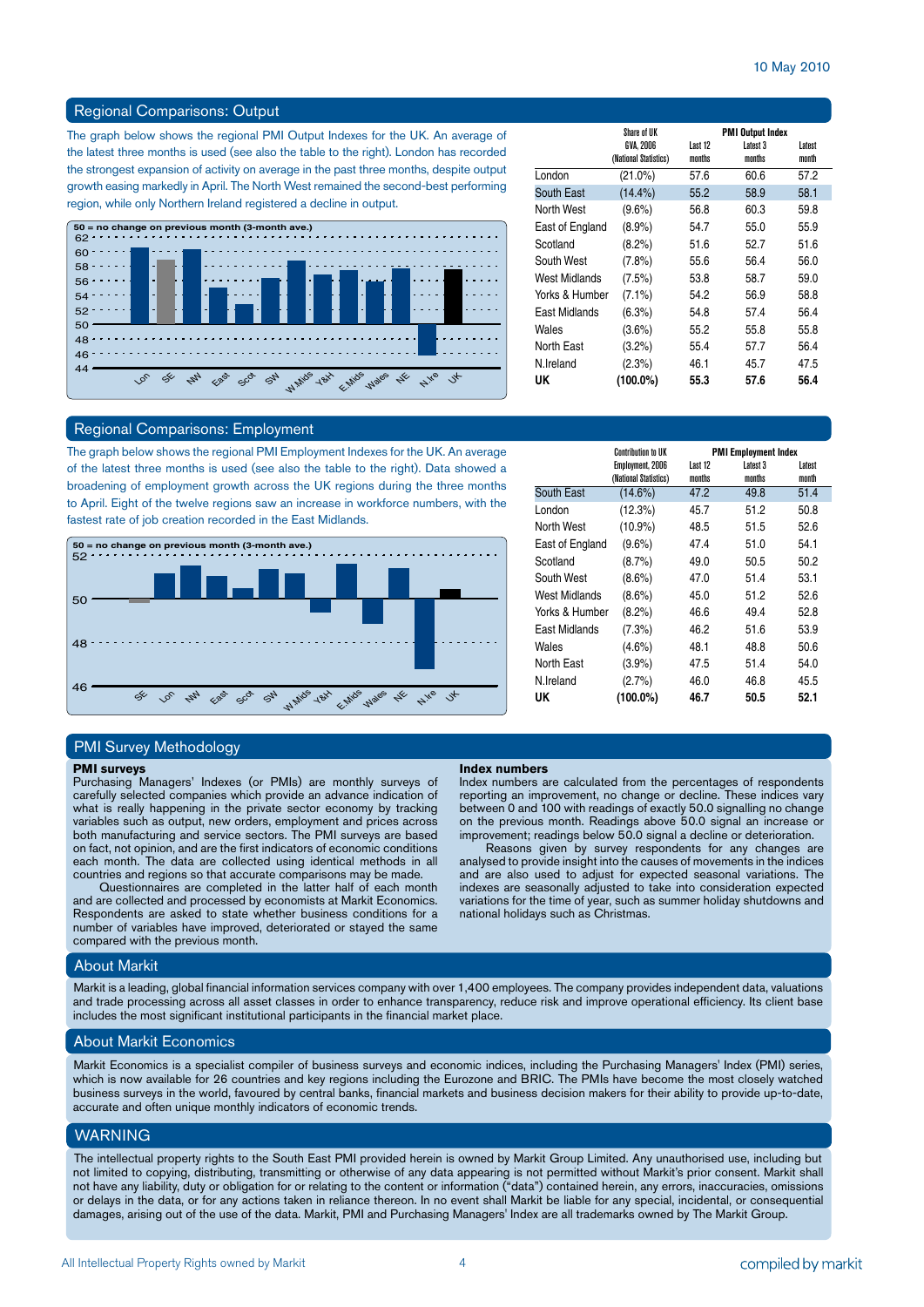10 May 2010

## Regional Comparisons: Output

The graph below shows the regional PMI Output Indexes for the UK. An average of the latest three months is used (see also the table to the right). London has recorded the strongest expansion of activity on average in the past three months, despite output growth easing markedly in April. The North West remained the second-best performing region, while only Northern Ireland registered a decline in output.

50 = no change on previous month (3-month ave.)

62
60
58
56
54
52
50
48
46
44

Lon SE NW East Scot SW W.Mids Y&H E.Mids Wales NE N.Ire UK

| | Share of UK GVA, 2006 (National Statistics) | PMI Output Index | | |
|---|---|---|---|---|
| | | Last 12 months | Latest 3 months | Latest month |
| London | (21.0%) | 57.6 | 60.6 | 57.2 |
| South East | (14.4%) | 55.2 | 58.9 | 58.1 |
| North West | (9.6%) | 56.8 | 60.3 | 59.8 |
| East of England | (8.9%) | 54.7 | 55.0 | 55.9 |
| Scotland | (8.2%) | 51.6 | 52.7 | 51.6 |
| South West | (7.8%) | 55.6 | 56.4 | 56.0 |
| West Midlands | (7.5%) | 53.8 | 58.7 | 59.0 |
| Yorks & Humber | (7.1%) | 54.2 | 56.9 | 58.8 |
| East Midlands | (6.3%) | 54.8 | 57.4 | 56.4 |
| Wales | (3.6%) | 55.2 | 55.8 | 55.8 |
| North East | (3.2%) | 55.4 | 57.7 | 56.4 |
| N.Ireland | (2.3%) | 46.1 | 45.7 | 47.5 |
| **UK** | **(100.0%)** | **55.3** | **57.6** | **56.4** |

## Regional Comparisons: Employment

The graph below shows the regional PMI Employment Indexes for the UK. An average of the latest three months is used (see also the table to the right). Data showed a broadening of employment growth across the UK regions during the three months to April. Eight of the twelve regions saw an increase in workforce numbers, with the fastest rate of job creation recorded in the East Midlands.

50 = no change on previous month (3-month ave.)

52
50
48
46

SE Lon NW East Scot SW W.Mids Y&H E.Mids Wales NE N.Ire UK

| | Contribution to UK Employment, 2006 (National Statistics) | PMI Employment Index | | |
|---|---|---|---|---|
| | | Last 12 months | Latest 3 months | Latest month |
| South East | (14.6%) | 47.2 | 49.8 | 51.4 |
| London | (12.3%) | 45.7 | 51.2 | 50.8 |
| North West | (10.9%) | 48.5 | 51.5 | 52.6 |
| East of England | (9.6%) | 47.4 | 51.0 | 54.1 |
| Scotland | (8.7%) | 49.0 | 50.5 | 50.2 |
| South West | (8.6%) | 47.0 | 51.4 | 53.1 |
| West Midlands | (8.6%) | 45.0 | 51.2 | 52.6 |
| Yorks & Humber | (8.2%) | 46.6 | 49.4 | 52.8 |
| East Midlands | (7.3%) | 46.2 | 51.6 | 53.9 |
| Wales | (4.6%) | 48.1 | 48.8 | 50.6 |
| North East | (3.9%) | 47.5 | 51.4 | 54.0 |
| N.Ireland | (2.7%) | 46.0 | 46.8 | 45.5 |
| **UK** | **(100.0%)** | **46.7** | **50.5** | **52.1** |

## PMI Survey Methodology

**PMI surveys**

Purchasing Managers' Indexes (or PMIs) are monthly surveys of carefully selected companies which provide an advance indication of what is really happening in the private sector economy by tracking variables such as output, new orders, employment and prices across both manufacturing and service sectors. The PMI surveys are based on fact, not opinion, and are the first indicators of economic conditions each month. The data are collected using identical methods in all countries and regions so that accurate comparisons may be made.

Questionnaires are completed in the latter half of each month and are collected and processed by economists at Markit Economics. Respondents are asked to state whether business conditions for a number of variables have improved, deteriorated or stayed the same compared with the previous month.

**Index numbers**

Index numbers are calculated from the percentages of respondents reporting an improvement, no change or decline. These indices vary between 0 and 100 with readings of exactly 50.0 signalling no change on the previous month. Readings above 50.0 signal an increase or improvement; readings below 50.0 signal a decline or deterioration.

Reasons given by survey respondents for any changes are analysed to provide insight into the causes of movements in the indices and are also used to adjust for expected seasonal variations. The indexes are seasonally adjusted to take into consideration expected variations for the time of year, such as summer holiday shutdowns and national holidays such as Christmas.

## About Markit

Markit is a leading, global financial information services company with over 1,400 employees. The company provides independent data, valuations and trade processing across all asset classes in order to enhance transparency, reduce risk and improve operational efficiency. Its client base includes the most significant institutional participants in the financial market place.

## About Markit Economics

Markit Economics is a specialist compiler of business surveys and economic indices, including the Purchasing Managers' Index (PMI) series, which is now available for 26 countries and key regions including the Eurozone and BRIC. The PMIs have become the most closely watched business surveys in the world, favoured by central banks, financial markets and business decision makers for their ability to provide up-to-date, accurate and often unique monthly indicators of economic trends.

## WARNING

The intellectual property rights to the South East PMI provided herein is owned by Markit Group Limited. Any unauthorised use, including but not limited to copying, distributing, transmitting or otherwise of any data appearing is not permitted without Markit's prior consent. Markit shall not have any liability, duty or obligation for or relating to the content or information ("data") contained herein, any errors, inaccuracies, omissions or delays in the data, or for any actions taken in reliance thereon. In no event shall Markit be liable for any special, incidental, or consequential damages, arising out of the use of the data. Markit, PMI and Purchasing Managers' Index are all trademarks owned by The Markit Group.

All Intellectual Property Rights owned by Markit

compiled by markit